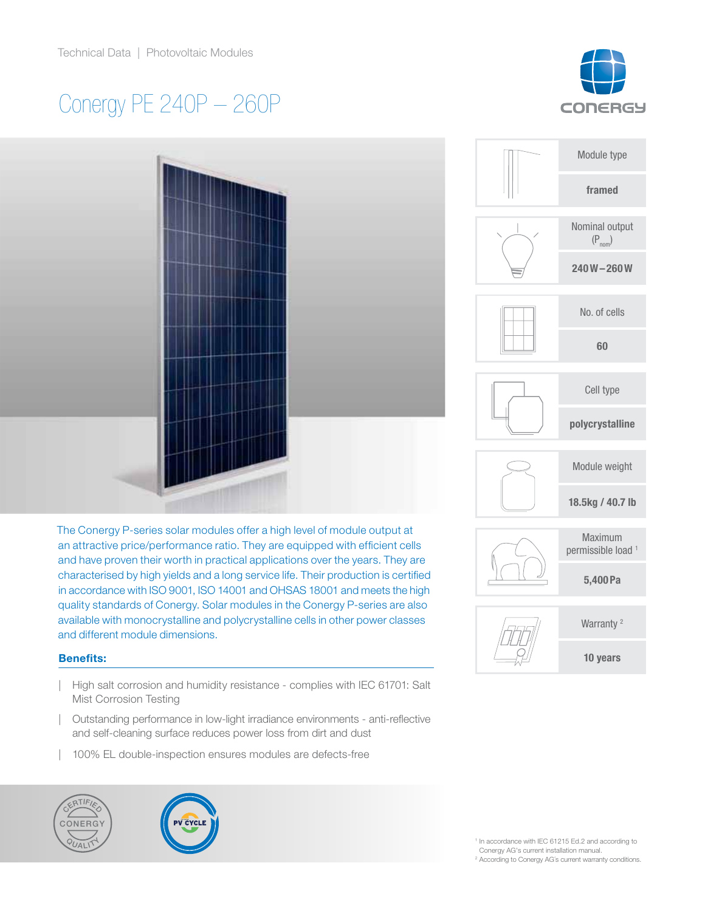Technical Data | Photovoltaic Modules

# Conergy PE 240P – 260P

| Specification | Value |
|---|---|
| Module type | framed |
| Nominal output ($P_{nom}$) | 240 W – 260 W |
| No. of cells | 60 |
| Cell type | polycrystalline |
| Module weight | 18.5kg / 40.7 lb |
| Maximum permissible load [1] | 5,400 Pa |
| Warranty [2] | 10 years |

The Conergy P-series solar modules offer a high level of module output at an attractive price/performance ratio. They are equipped with efficient cells and have proven their worth in practical applications over the years. They are characterised by high yields and a long service life. Their production is certified in accordance with ISO 9001, ISO 14001 and OHSAS 18001 and meets the high quality standards of Conergy. Solar modules in the Conergy P-series are also available with monocrystalline and polycrystalline cells in other power classes and different module dimensions.

### Benefits:

- High salt corrosion and humidity resistance - complies with IEC 61701: Salt Mist Corrosion Testing
- Outstanding performance in low-light irradiance environments - anti-reflective and self-cleaning surface reduces power loss from dirt and dust
- 100% EL double-inspection ensures modules are defects-free

[1] In accordance with IEC 61215 Ed.2 and according to Conergy AG's current installation manual.
[2] According to Conergy AG's current warranty conditions.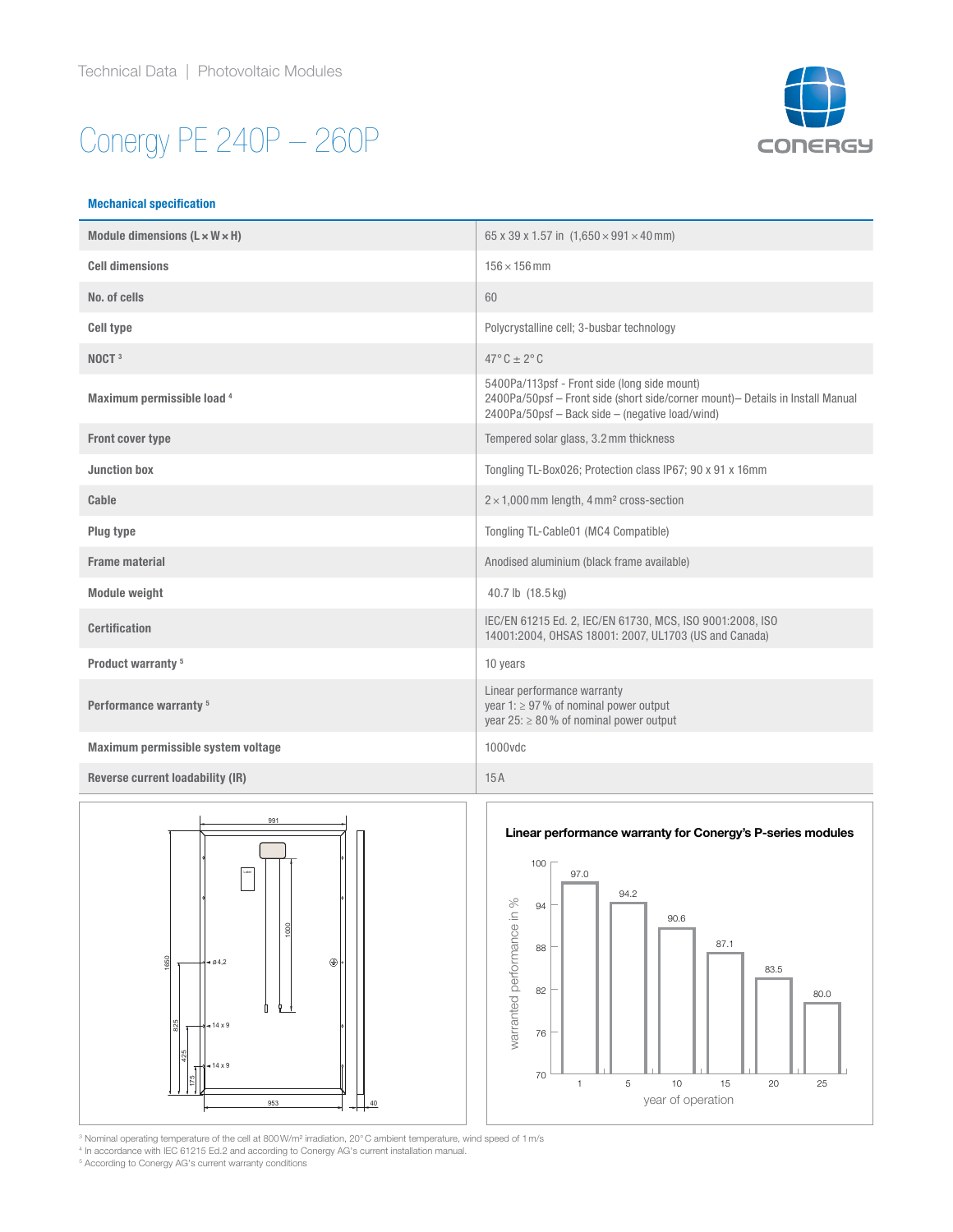Technical Data | Photovoltaic Modules

# Conergy PE 240P – 260P

## Mechanical specification

| | |
|---|---|
| Module dimensions (L × W × H) | 65 x 39 x 1.57 in (1,650 × 991 × 40 mm) |
| Cell dimensions | 156 × 156 mm |
| No. of cells | 60 |
| Cell type | Polycrystalline cell; 3-busbar technology |
| NOCT [3] | 47° C ± 2° C |
| Maximum permissible load [4] | 5400Pa/113psf - Front side (long side mount)<br>2400Pa/50psf – Front side (short side/corner mount)– Details in Install Manual<br>2400Pa/50psf – Back side – (negative load/wind) |
| Front cover type | Tempered solar glass, 3.2 mm thickness |
| Junction box | Tongling TL-Box026; Protection class IP67; 90 x 91 x 16mm |
| Cable | 2 × 1,000 mm length, 4 mm² cross-section |
| Plug type | Tongling TL-Cable01 (MC4 Compatible) |
| Frame material | Anodised aluminium (black frame available) |
| Module weight | 40.7 lb (18.5 kg) |
| Certification | IEC/EN 61215 Ed. 2, IEC/EN 61730, MCS, ISO 9001:2008, ISO 14001:2004, OHSAS 18001: 2007, UL1703 (US and Canada) |
| Product warranty [5] | 10 years |
| Performance warranty [5] | Linear performance warranty<br>year 1: ≥ 97 % of nominal power output<br>year 25: ≥ 80 % of nominal power output |
| Maximum permissible system voltage | 1000vdc |
| Reverse current loadability (IR) | 15 A |

**Linear performance warranty for Conergy's P-series modules**

| year of operation | 1 | 5 | 10 | 15 | 20 | 25 |
|---|---|---|---|---|---|---|
| warranted performance in % | 97.0 | 94.2 | 90.6 | 87.1 | 83.5 | 80.0 |

[3] Nominal operating temperature of the cell at 800 W/m² irradiation, 20° C ambient temperature, wind speed of 1 m/s
[4] In accordance with IEC 61215 Ed.2 and according to Conergy AG's current installation manual.
[5] According to Conergy AG's current warranty conditions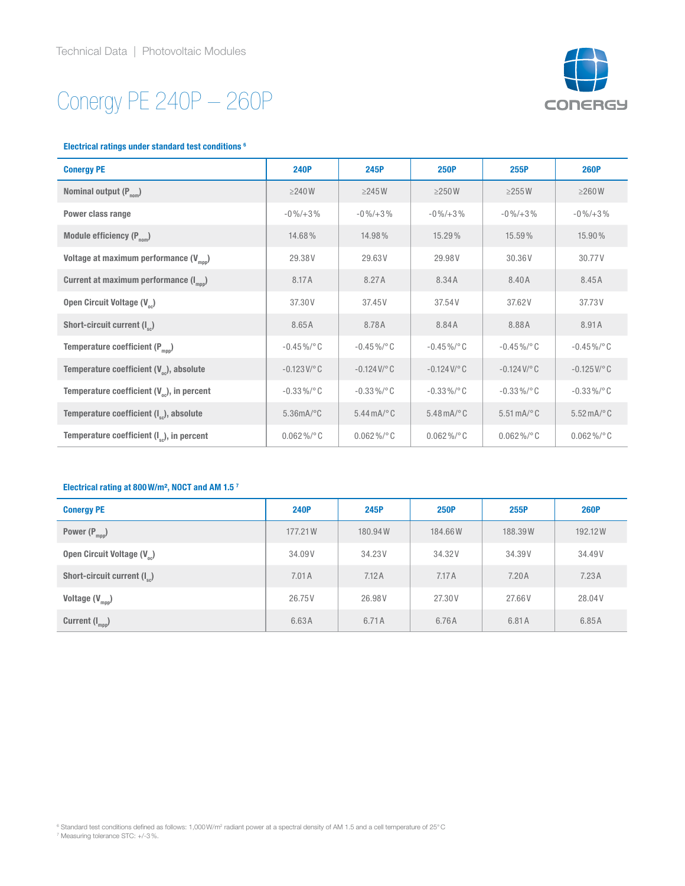Technical Data | Photovoltaic Modules

# Conergy PE 240P – 260P

### Electrical ratings under standard test conditions [6]

| Conergy PE | 240P | 245P | 250P | 255P | 260P |
|---|---|---|---|---|---|
| Nominal output ($P_{nom}$) | ≥240 W | ≥245 W | ≥250 W | ≥255 W | ≥260 W |
| Power class range | -0 %/+3 % | -0 %/+3 % | -0 %/+3 % | -0 %/+3 % | -0 %/+3 % |
| Module efficiency ($P_{nom}$) | 14.68 % | 14.98 % | 15.29 % | 15.59 % | 15.90 % |
| Voltage at maximum performance ($V_{mpp}$) | 29.38 V | 29.63 V | 29.98 V | 30.36 V | 30.77 V |
| Current at maximum performance ($I_{mpp}$) | 8.17 A | 8.27 A | 8.34 A | 8.40 A | 8.45 A |
| Open Circuit Voltage ($V_{oc}$) | 37.30 V | 37.45 V | 37.54 V | 37.62 V | 37.73 V |
| Short-circuit current ($I_{sc}$) | 8.65 A | 8.78 A | 8.84 A | 8.88 A | 8.91 A |
| Temperature coefficient ($P_{mpp}$) | -0.45 %/° C | -0.45 %/° C | -0.45 %/° C | -0.45 %/° C | -0.45 %/° C |
| Temperature coefficient ($V_{oc}$), absolute | -0.123 V/° C | -0.124 V/° C | -0.124 V/° C | -0.124 V/° C | -0.125 V/° C |
| Temperature coefficient ($V_{oc}$), in percent | -0.33 %/° C | -0.33 %/° C | -0.33 %/° C | -0.33 %/° C | -0.33 %/° C |
| Temperature coefficient ($I_{sc}$), absolute | 5.36mA/°C | 5.44 mA/° C | 5.48 mA/° C | 5.51 mA/° C | 5.52 mA/° C |
| Temperature coefficient ($I_{sc}$), in percent | 0.062 %/° C | 0.062 %/° C | 0.062 %/° C | 0.062 %/° C | 0.062 %/° C |

### Electrical rating at 800 W/m², NOCT and AM 1.5 [7]

| Conergy PE | 240P | 245P | 250P | 255P | 260P |
|---|---|---|---|---|---|
| Power ($P_{mpp}$) | 177.21 W | 180.94 W | 184.66 W | 188.39 W | 192.12 W |
| Open Circuit Voltage ($V_{oc}$) | 34.09 V | 34.23 V | 34.32 V | 34.39 V | 34.49 V |
| Short-circuit current ($I_{sc}$) | 7.01 A | 7.12 A | 7.17 A | 7.20 A | 7.23 A |
| Voltage ($V_{mpp}$) | 26.75 V | 26.98 V | 27.30 V | 27.66 V | 28.04 V |
| Current ($I_{mpp}$) | 6.63 A | 6.71 A | 6.76 A | 6.81 A | 6.85 A |

[6] Standard test conditions defined as follows: 1,000 W/m² radiant power at a spectral density of AM 1.5 and a cell temperature of 25° C
[7] Measuring tolerance STC: +/-3 %.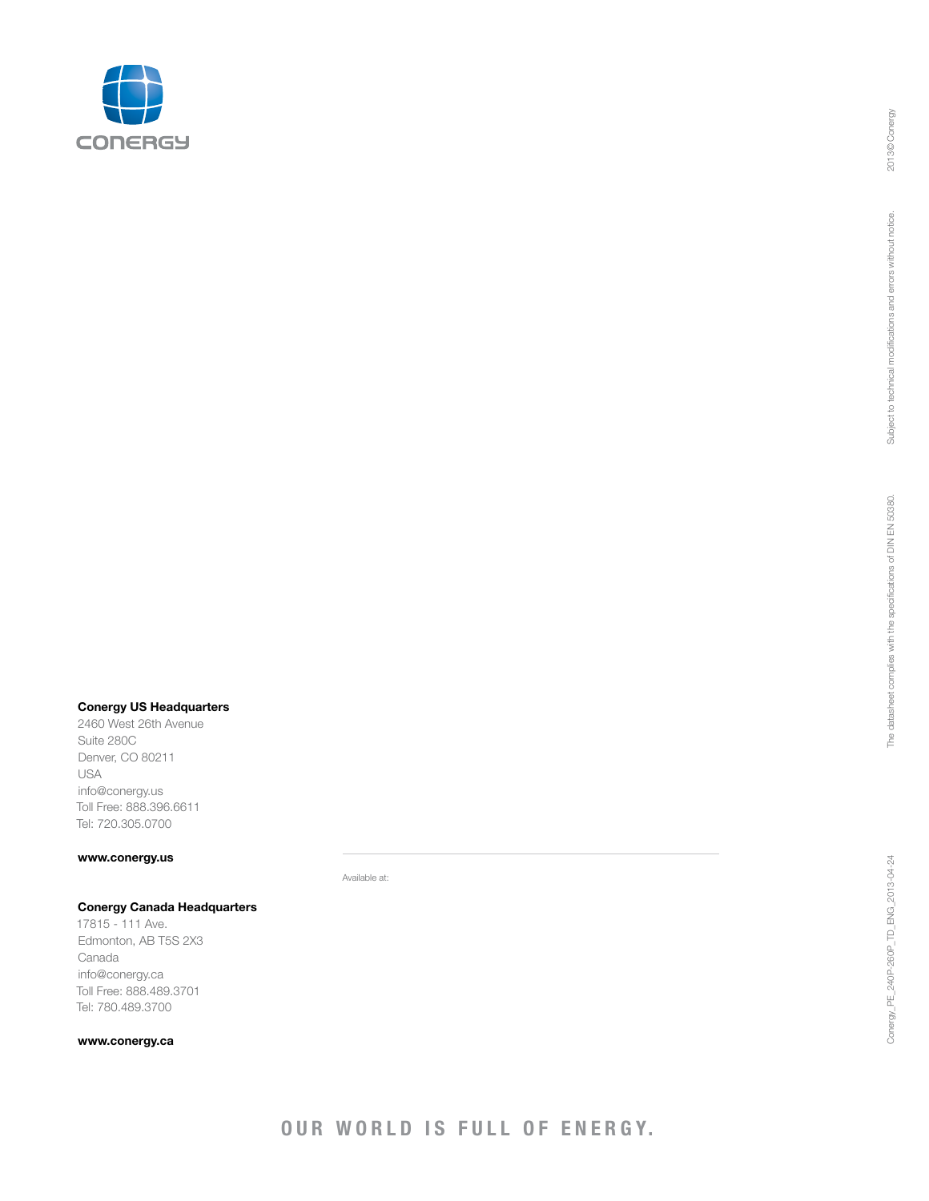CONERGY

**Conergy US Headquarters**
2460 West 26th Avenue
Suite 280C
Denver, CO 80211
USA
info@conergy.us
Toll Free: 888.396.6611
Tel: 720.305.0700

**www.conergy.us**

**Conergy Canada Headquarters**
17815 - 111 Ave.
Edmonton, AB T5S 2X3
Canada
info@conergy.ca
Toll Free: 888.489.3701
Tel: 780.489.3700

**www.conergy.ca**

Available at:

OUR WORLD IS FULL OF ENERGY.

Conergy_PE_240P-260P_TD_ENG_2013-04-24 The datasheet complies with the specifications of DIN EN 50380. Subject to technical modifications and errors without notice. 2013 © Conergy